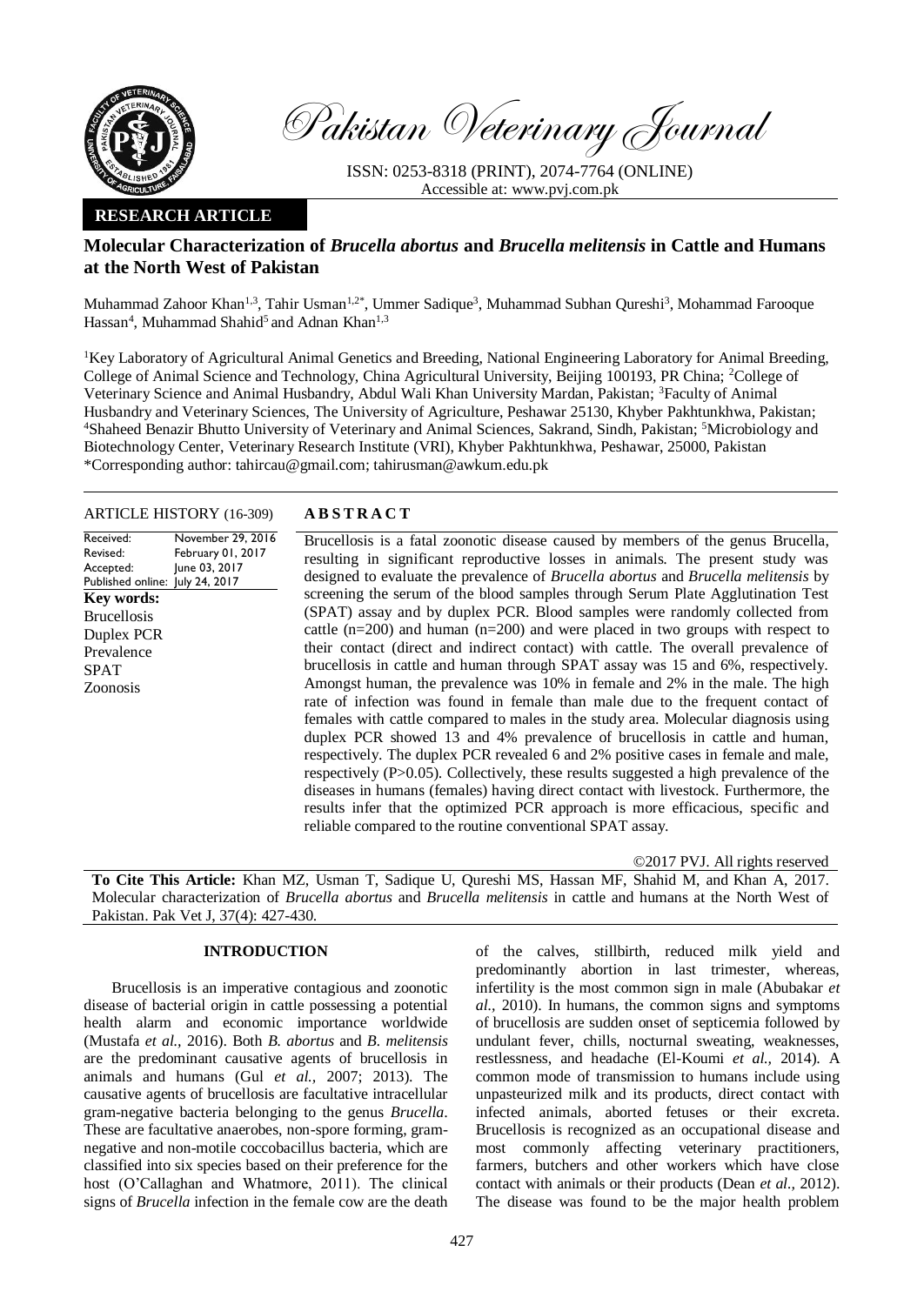Pakistan Veterinary Journal

ISSN: 0253-8318 (PRINT), 2074-7764 (ONLINE)
Accessible at: www.pvj.com.pk

**RESEARCH ARTICLE**

# Molecular Characterization of *Brucella abortus* and *Brucella melitensis* in Cattle and Humans at the North West of Pakistan

Muhammad Zahoor Khan[1,3], Tahir Usman[1,2*], Ummer Sadique[3], Muhammad Subhan Qureshi[3], Mohammad Farooque Hassan[4], Muhammad Shahid[5] and Adnan Khan[1,3]

[1]Key Laboratory of Agricultural Animal Genetics and Breeding, National Engineering Laboratory for Animal Breeding, College of Animal Science and Technology, China Agricultural University, Beijing 100193, PR China; [2]College of Veterinary Science and Animal Husbandry, Abdul Wali Khan University Mardan, Pakistan; [3]Faculty of Animal Husbandry and Veterinary Sciences, The University of Agriculture, Peshawar 25130, Khyber Pakhtunkhwa, Pakistan; [4]Shaheed Benazir Bhutto University of Veterinary and Animal Sciences, Sakrand, Sindh, Pakistan; [5]Microbiology and Biotechnology Center, Veterinary Research Institute (VRI), Khyber Pakhtunkhwa, Peshawar, 25000, Pakistan
*Corresponding author: tahircau@gmail.com; tahirusman@awkum.edu.pk

**ARTICLE HISTORY** (16-309)

| | |
|---|---|
| Received: | November 29, 2016 |
| Revised: | February 01, 2017 |
| Accepted: | June 03, 2017 |
| Published online: | July 24, 2017 |

**Key words:**
Brucellosis
Duplex PCR
Prevalence
SPAT
Zoonosis

**ABSTRACT**

Brucellosis is a fatal zoonotic disease caused by members of the genus Brucella, resulting in significant reproductive losses in animals. The present study was designed to evaluate the prevalence of *Brucella abortus* and *Brucella melitensis* by screening the serum of the blood samples through Serum Plate Agglutination Test (SPAT) assay and by duplex PCR. Blood samples were randomly collected from cattle (n=200) and human (n=200) and were placed in two groups with respect to their contact (direct and indirect contact) with cattle. The overall prevalence of brucellosis in cattle and human through SPAT assay was 15 and 6%, respectively. Amongst human, the prevalence was 10% in female and 2% in the male. The high rate of infection was found in female than male due to the frequent contact of females with cattle compared to males in the study area. Molecular diagnosis using duplex PCR showed 13 and 4% prevalence of brucellosis in cattle and human, respectively. The duplex PCR revealed 6 and 2% positive cases in female and male, respectively (P>0.05). Collectively, these results suggested a high prevalence of the diseases in humans (females) having direct contact with livestock. Furthermore, the results infer that the optimized PCR approach is more efficacious, specific and reliable compared to the routine conventional SPAT assay.

©2017 PVJ. All rights reserved

**To Cite This Article:** Khan MZ, Usman T, Sadique U, Qureshi MS, Hassan MF, Shahid M, and Khan A, 2017. Molecular characterization of *Brucella abortus* and *Brucella melitensis* in cattle and humans at the North West of Pakistan. Pak Vet J, 37(4): 427-430.

## INTRODUCTION

Brucellosis is an imperative contagious and zoonotic disease of bacterial origin in cattle possessing a potential health alarm and economic importance worldwide (Mustafa *et al.,* 2016). Both *B. abortus* and *B. melitensis* are the predominant causative agents of brucellosis in animals and humans (Gul *et al.,* 2007; 2013). The causative agents of brucellosis are facultative intracellular gram-negative bacteria belonging to the genus *Brucella*. These are facultative anaerobes, non-spore forming, gram-negative and non-motile coccobacillus bacteria, which are classified into six species based on their preference for the host (O'Callaghan and Whatmore, 2011). The clinical signs of *Brucella* infection in the female cow are the death of the calves, stillbirth, reduced milk yield and predominantly abortion in last trimester, whereas, infertility is the most common sign in male (Abubakar *et al.,* 2010). In humans, the common signs and symptoms of brucellosis are sudden onset of septicemia followed by undulant fever, chills, nocturnal sweating, weaknesses, restlessness, and headache (El-Koumi *et al.,* 2014). A common mode of transmission to humans include using unpasteurized milk and its products, direct contact with infected animals, aborted fetuses or their excreta. Brucellosis is recognized as an occupational disease and most commonly affecting veterinary practitioners, farmers, butchers and other workers which have close contact with animals or their products (Dean *et al.,* 2012). The disease was found to be the major health problem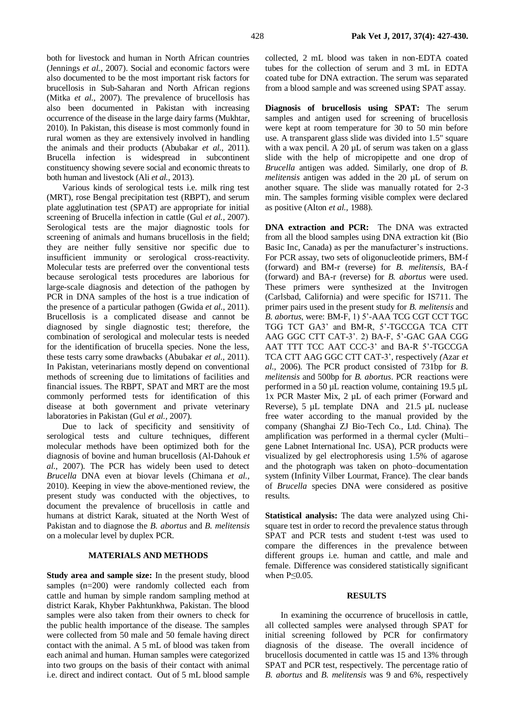both for livestock and human in North African countries (Jennings *et al.,* 2007). Social and economic factors were also documented to be the most important risk factors for brucellosis in Sub-Saharan and North African regions (Mitka *et al.,* 2007). The prevalence of brucellosis has also been documented in Pakistan with increasing occurrence of the disease in the large dairy farms (Mukhtar, 2010). In Pakistan, this disease is most commonly found in rural women as they are extensively involved in handling the animals and their products (Abubakar *et al.,* 2011). Brucella infection is widespread in subcontinent constituency showing severe social and economic threats to both human and livestock (Ali *et al.,* 2013).

Various kinds of serological tests i.e. milk ring test (MRT), rose Bengal precipitation test (RBPT), and serum plate agglutination test (SPAT) are appropriate for initial screening of Brucella infection in cattle (Gul *et al.,* 2007). Serological tests are the major diagnostic tools for screening of animals and humans brucellosis in the field; they are neither fully sensitive nor specific due to insufficient immunity or serological cross-reactivity. Molecular tests are preferred over the conventional tests because serological tests procedures are laborious for large-scale diagnosis and detection of the pathogen by PCR in DNA samples of the host is a true indication of the presence of a particular pathogen (Gwida *et al.,* 2011). Brucellosis is a complicated disease and cannot be diagnosed by single diagnostic test; therefore, the combination of serological and molecular tests is needed for the identification of brucella species. None the less, these tests carry some drawbacks (Abubakar *et al.,* 2011). In Pakistan, veterinarians mostly depend on conventional methods of screening due to limitations of facilities and financial issues. The RBPT, SPAT and MRT are the most commonly performed tests for identification of this disease at both government and private veterinary laboratories in Pakistan (Gul *et al.,* 2007).

Due to lack of specificity and sensitivity of serological tests and culture techniques, different molecular methods have been optimized both for the diagnosis of bovine and human brucellosis (Al-Dahouk *et al.,* 2007). The PCR has widely been used to detect *Brucella* DNA even at biovar levels (Chimana *et al.,* 2010). Keeping in view the above-mentioned review, the present study was conducted with the objectives, to document the prevalence of brucellosis in cattle and humans at district Karak, situated at the North West of Pakistan and to diagnose the *B. abortus* and *B. melitensis* on a molecular level by duplex PCR.

## MATERIALS AND METHODS

**Study area and sample size:** In the present study, blood samples (n=200) were randomly collected each from cattle and human by simple random sampling method at district Karak, Khyber Pakhtunkhwa, Pakistan. The blood samples were also taken from their owners to check for the public health importance of the disease. The samples were collected from 50 male and 50 female having direct contact with the animal. A 5 mL of blood was taken from each animal and human. Human samples were categorized into two groups on the basis of their contact with animal i.e. direct and indirect contact. Out of 5 mL blood sample collected, 2 mL blood was taken in non-EDTA coated tubes for the collection of serum and 3 mL in EDTA coated tube for DNA extraction. The serum was separated from a blood sample and was screened using SPAT assay.

**Diagnosis of brucellosis using SPAT:** The serum samples and antigen used for screening of brucellosis were kept at room temperature for 30 to 50 min before use. A transparent glass slide was divided into 1.5" square with a wax pencil. A 20 µL of serum was taken on a glass slide with the help of micropipette and one drop of *Brucella* antigen was added. Similarly, one drop of *B. melitensis* antigen was added in the 20 µL of serum on another square. The slide was manually rotated for 2-3 min. The samples forming visible complex were declared as positive (Alton *et al.,* 1988).

**DNA extraction and PCR:** The DNA was extracted from all the blood samples using DNA extraction kit (Bio Basic Inc, Canada) as per the manufacturer's instructions. For PCR assay, two sets of oligonucleotide primers, BM-f (forward) and BM-r (reverse) for *B. melitensis,* BA-f (forward) and BA-r (reverse) for *B. abortus* were used. These primers were synthesized at the Invitrogen (Carlsbad, California) and were specific for IS711. The primer pairs used in the present study for *B. melitensis* and *B. abortus*, were: BM-F, 1) 5'-AAA TCG CGT CCT TGC TGG TCT GA3' and BM-R, 5'-TGCCGA TCA CTT AAG GGC CTT CAT-3'. 2) BA-F, 5'-GAC GAA CGG AAT TTT TCC AAT CCC-3' and BA-R 5'-TGCCGA TCA CTT AAG GGC CTT CAT-3', respectively (Azar *et al.,* 2006). The PCR product consisted of 731bp for *B. melitensis* and 500bp for *B. abortus*. PCR reactions were performed in a 50 µL reaction volume, containing 19.5 µL 1x PCR Master Mix, 2 µL of each primer (Forward and Reverse), 5 µL template DNA and 21.5 µL nuclease free water according to the manual provided by the company (Shanghai ZJ Bio-Tech Co., Ltd. China). The amplification was performed in a thermal cycler (Multi–gene Labnet International Inc. USA), PCR products were visualized by gel electrophoresis using 1.5% of agarose and the photograph was taken on photo–documentation system (Infinity Vilber Lourmat, France). The clear bands of *Brucella* species DNA were considered as positive results.

**Statistical analysis:** The data were analyzed using Chi-square test in order to record the prevalence status through SPAT and PCR tests and student t-test was used to compare the differences in the prevalence between different groups i.e. human and cattle, and male and female. Difference was considered statistically significant when $P \leq 0.05$.

## RESULTS

In examining the occurrence of brucellosis in cattle, all collected samples were analysed through SPAT for initial screening followed by PCR for confirmatory diagnosis of the disease. The overall incidence of brucellosis documented in cattle was 15 and 13% through SPAT and PCR test, respectively. The percentage ratio of *B. abortus* and *B. melitensis* was 9 and 6%, respectively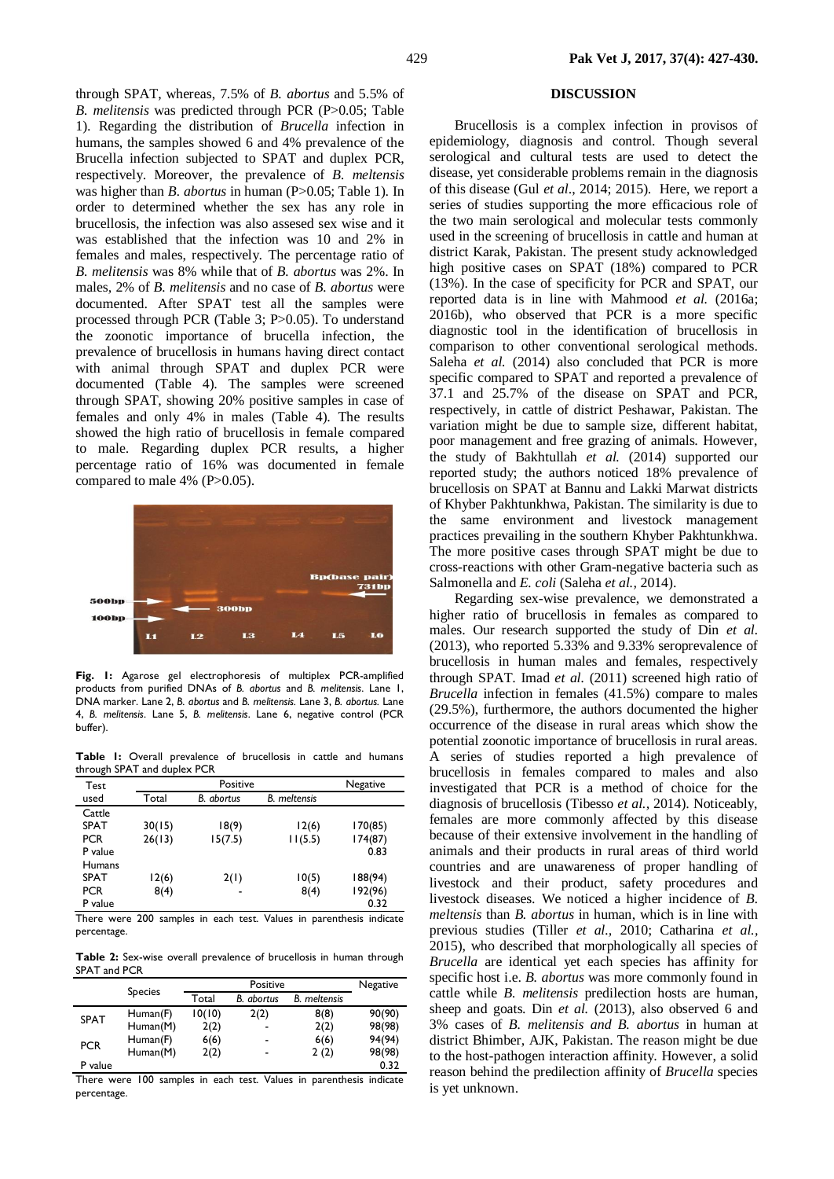through SPAT, whereas, 7.5% of *B. abortus* and 5.5% of *B. melitensis* was predicted through PCR (P>0.05; Table 1). Regarding the distribution of *Brucella* infection in humans, the samples showed 6 and 4% prevalence of the Brucella infection subjected to SPAT and duplex PCR, respectively. Moreover, the prevalence of *B. meltensis* was higher than *B. abortus* in human (P>0.05; Table 1). In order to determined whether the sex has any role in brucellosis, the infection was also assesed sex wise and it was established that the infection was 10 and 2% in females and males, respectively. The percentage ratio of *B. melitensis* was 8% while that of *B. abortus* was 2%. In males, 2% of *B. melitensis* and no case of *B. abortus* were documented. After SPAT test all the samples were processed through PCR (Table 3; P>0.05). To understand the zoonotic importance of brucella infection, the prevalence of brucellosis in humans having direct contact with animal through SPAT and duplex PCR were documented (Table 4). The samples were screened through SPAT, showing 20% positive samples in case of females and only 4% in males (Table 4). The results showed the high ratio of brucellosis in female compared to male. Regarding duplex PCR results, a higher percentage ratio of 16% was documented in female compared to male 4% (P>0.05).

**Fig. 1:** Agarose gel electrophoresis of multiplex PCR-amplified products from purified DNAs of *B. abortus* and *B. melitensis*. Lane 1, DNA marker. Lane 2, *B. abortus* and *B. melitensis*. Lane 3, *B. abortus*. Lane 4, *B. melitensis*. Lane 5, *B. melitensis*. Lane 6, negative control (PCR buffer).

**Table 1:** Overall prevalence of brucellosis in cattle and humans through SPAT and duplex PCR

| Test used | Positive | | | Negative |
|---|---|---|---|---|
| | Total | *B. abortus* | *B. meltensis* | |
| Cattle | | | | |
| SPAT | 30(15) | 18(9) | 12(6) | 170(85) |
| PCR | 26(13) | 15(7.5) | 11(5.5) | 174(87) |
| P value | | | | 0.83 |
| Humans | | | | |
| SPAT | 12(6) | 2(1) | 10(5) | 188(94) |
| PCR | 8(4) | - | 8(4) | 192(96) |
| P value | | | | 0.32 |

There were 200 samples in each test. Values in parenthesis indicate percentage.

**Table 2:** Sex-wise overall prevalence of brucellosis in human through SPAT and PCR

| | Species | Positive | | | Negative |
|---|---|---|---|---|---|
| | | Total | *B. abortus* | *B. meltensis* | |
| SPAT | Human(F) | 10(10) | 2(2) | 8(8) | 90(90) |
| | Human(M) | 2(2) | - | 2(2) | 98(98) |
| PCR | Human(F) | 6(6) | - | 6(6) | 94(94) |
| | Human(M) | 2(2) | - | 2 (2) | 98(98) |
| P value | | | | | 0.32 |

There were 100 samples in each test. Values in parenthesis indicate percentage.

## DISCUSSION

Brucellosis is a complex infection in provisos of epidemiology, diagnosis and control. Though several serological and cultural tests are used to detect the disease, yet considerable problems remain in the diagnosis of this disease (Gul *et al*., 2014; 2015). Here, we report a series of studies supporting the more efficacious role of the two main serological and molecular tests commonly used in the screening of brucellosis in cattle and human at district Karak, Pakistan. The present study acknowledged high positive cases on SPAT (18%) compared to PCR (13%). In the case of specificity for PCR and SPAT, our reported data is in line with Mahmood *et al.* (2016a; 2016b), who observed that PCR is a more specific diagnostic tool in the identification of brucellosis in comparison to other conventional serological methods. Saleha *et al.* (2014) also concluded that PCR is more specific compared to SPAT and reported a prevalence of 37.1 and 25.7% of the disease on SPAT and PCR, respectively, in cattle of district Peshawar, Pakistan. The variation might be due to sample size, different habitat, poor management and free grazing of animals. However, the study of Bakhtullah *et al.* (2014) supported our reported study; the authors noticed 18% prevalence of brucellosis on SPAT at Bannu and Lakki Marwat districts of Khyber Pakhtunkhwa, Pakistan. The similarity is due to the same environment and livestock management practices prevailing in the southern Khyber Pakhtunkhwa. The more positive cases through SPAT might be due to cross-reactions with other Gram-negative bacteria such as Salmonella and *E. coli* (Saleha *et al.*, 2014).

Regarding sex-wise prevalence, we demonstrated a higher ratio of brucellosis in females as compared to males. Our research supported the study of Din *et al.* (2013), who reported 5.33% and 9.33% seroprevalence of brucellosis in human males and females, respectively through SPAT. Imad *et al.* (2011) screened high ratio of *Brucella* infection in females (41.5%) compare to males (29.5%), furthermore, the authors documented the higher occurrence of the disease in rural areas which show the potential zoonotic importance of brucellosis in rural areas. A series of studies reported a high prevalence of brucellosis in females compared to males and also investigated that PCR is a method of choice for the diagnosis of brucellosis (Tibesso *et al.*, 2014). Noticeably, females are more commonly affected by this disease because of their extensive involvement in the handling of animals and their products in rural areas of third world countries and are unawareness of proper handling of livestock and their product, safety procedures and livestock diseases. We noticed a higher incidence of *B. meltensis* than *B. abortus* in human, which is in line with previous studies (Tiller *et al.*, 2010; Catharina *et al.*, 2015), who described that morphologically all species of *Brucella* are identical yet each species has affinity for specific host i.e. *B. abortus* was more commonly found in cattle while *B. melitensis* predilection hosts are human, sheep and goats. Din *et al.* (2013), also observed 6 and 3% cases of *B. melitensis and B. abortus* in human at district Bhimber, AJK, Pakistan. The reason might be due to the host-pathogen interaction affinity. However, a solid reason behind the predilection affinity of *Brucella* species is yet unknown.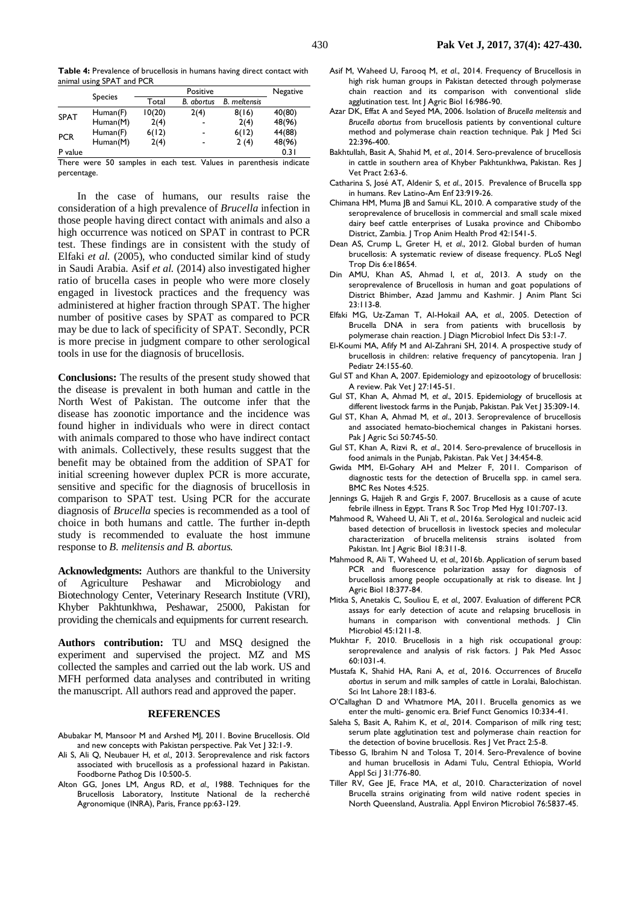**Table 4:** Prevalence of brucellosis in humans having direct contact with animal using SPAT and PCR

| | Species | Positive | | | Negative |
|---|---|---|---|---|---|
| | | Total | *B. abortus* | *B. meltensis* | |
| SPAT | Human(F) | 10(20) | 2(4) | 8(16) | 40(80) |
| | Human(M) | 2(4) | - | 2(4) | 48(96) |
| PCR | Human(F) | 6(12) | - | 6(12) | 44(88) |
| | Human(M) | 2(4) | - | 2 (4) | 48(96) |
| P value | | | | | 0.31 |

There were 50 samples in each test. Values in parenthesis indicate percentage.

In the case of humans, our results raise the consideration of a high prevalence of *Brucella* infection in those people having direct contact with animals and also a high occurrence was noticed on SPAT in contrast to PCR test. These findings are in consistent with the study of Elfaki *et al.* (2005), who conducted similar kind of study in Saudi Arabia. Asif *et al.* (2014) also investigated higher ratio of brucella cases in people who were more closely engaged in livestock practices and the frequency was administered at higher fraction through SPAT. The higher number of positive cases by SPAT as compared to PCR may be due to lack of specificity of SPAT. Secondly, PCR is more precise in judgment compare to other serological tools in use for the diagnosis of brucellosis.

**Conclusions:** The results of the present study showed that the disease is prevalent in both human and cattle in the North West of Pakistan. The outcome infer that the disease has zoonotic importance and the incidence was found higher in individuals who were in direct contact with animals compared to those who have indirect contact with animals. Collectively, these results suggest that the benefit may be obtained from the addition of SPAT for initial screening however duplex PCR is more accurate, sensitive and specific for the diagnosis of brucellosis in comparison to SPAT test. Using PCR for the accurate diagnosis of *Brucella* species is recommended as a tool of choice in both humans and cattle. The further in-depth study is recommended to evaluate the host immune response to *B. melitensis and B. abortus.*

**Acknowledgments:** Authors are thankful to the University of Agriculture Peshawar and Microbiology and Biotechnology Center, Veterinary Research Institute (VRI), Khyber Pakhtunkhwa, Peshawar, 25000, Pakistan for providing the chemicals and equipments for current research.

**Authors contribution:** TU and MSQ designed the experiment and supervised the project. MZ and MS collected the samples and carried out the lab work. US and MFH performed data analyses and contributed in writing the manuscript. All authors read and approved the paper.

## REFERENCES

Abubakar M, Mansoor M and Arshed MJ, 2011. Bovine Brucellosis. Old and new concepts with Pakistan perspective. Pak Vet J 32:1-9.

Ali S, Ali Q, Neubauer H, *et al.,* 2013. Seroprevalence and risk factors associated with brucellosis as a professional hazard in Pakistan. Foodborne Pathog Dis 10:500-5.

Alton GG, Jones LM, Angus RD, *et al.,* 1988. Techniques for the Brucellosis Laboratory, Institute National de la recherché Agronomique (INRA), Paris, France pp:63-129.

Asif M, Waheed U, Farooq M, *et al.*, 2014. Frequency of Brucellosis in high risk human groups in Pakistan detected through polymerase chain reaction and its comparison with conventional slide agglutination test. Int J Agric Biol 16:986-90.

Azar DK, Effat A and Seyed MA, 2006. Isolation of *Brucella melitensis* and *Brucella abortus* from brucellosis patients by conventional culture method and polymerase chain reaction technique. Pak J Med Sci 22:396-400.

Bakhtullah, Basit A, Shahid M, *et al.*, 2014. Sero-prevalence of brucellosis in cattle in southern area of Khyber Pakhtunkhwa, Pakistan. Res J Vet Pract 2:63-6.

Catharina S, José AT, Aldenir S, *et al.*, 2015. Prevalence of Brucella spp in humans. Rev Latino-Am Enf 23:919-26.

Chimana HM, Muma JB and Samui KL, 2010. A comparative study of the seroprevalence of brucellosis in commercial and small scale mixed dairy beef cattle enterprises of Lusaka province and Chibombo District, Zambia. J Trop Anim Health Prod 42:1541-5.

Dean AS, Crump L, Greter H, *et al.*, 2012. Global burden of human brucellosis: A systematic review of disease frequency. PLoS Negl Trop Dis 6:e18654.

Din AMU, Khan AS, Ahmad I, *et al.,* 2013. A study on the seroprevalence of Brucellosis in human and goat populations of District Bhimber, Azad Jammu and Kashmir. J Anim Plant Sci 23:113-8.

Elfaki MG, Uz-Zaman T, Al-Hokail AA, *et al.*, 2005. Detection of Brucella DNA in sera from patients with brucellosis by polymerase chain reaction. J Diagn Microbiol Infect Dis 53:1-7.

El-Koumi MA, Afify M and Al-Zahrani SH, 2014. A prospective study of brucellosis in children: relative frequency of pancytopenia. Iran J Pediatr 24:155-60.

Gul ST and Khan A, 2007. Epidemiology and epizootology of brucellosis: A review. Pak Vet J 27:145-51.

Gul ST, Khan A, Ahmad M, *et al*., 2015. Epidemiology of brucellosis at different livestock farms in the Punjab, Pakistan. Pak Vet J 35:309-14.

Gul ST, Khan A, Ahmad M, *et al*., 2013. Seroprevalence of brucellosis and associated hemato-biochemical changes in Pakistani horses. Pak J Agric Sci 50:745-50.

Gul ST, Khan A, Rizvi R, *et al.*, 2014. Sero-prevalence of brucellosis in food animals in the Punjab, Pakistan. Pak Vet J 34:454-8.

Gwida MM, El-Gohary AH and Melzer F, 2011. Comparison of diagnostic tests for the detection of Brucella spp. in camel sera. BMC Res Notes 4:525.

Jennings G, Hajjeh R and Grgis F, 2007. Brucellosis as a cause of acute febrile illness in Egypt. Trans R Soc Trop Med Hyg 101:707-13.

Mahmood R, Waheed U, Ali T, *et al*., 2016a. Serological and nucleic acid based detection of brucellosis in livestock species and molecular characterization of brucella melitensis strains isolated from Pakistan. Int J Agric Biol 18:311-8.

Mahmood R, Ali T, Waheed U, *et al.,* 2016b. Application of serum based PCR and fluorescence polarization assay for diagnosis of brucellosis among people occupationally at risk to disease. Int J Agric Biol 18:377-84.

Mitka S, Anetakis C, Souliou E, *et al.,* 2007. Evaluation of different PCR assays for early detection of acute and relapsing brucellosis in humans in comparison with conventional methods. J Clin Microbiol 45:1211-8.

Mukhtar F, 2010. Brucellosis in a high risk occupational group: seroprevalence and analysis of risk factors. J Pak Med Assoc 60:1031-4.

Mustafa K, Shahid HA, Rani A, *et al.,* 2016. Occurrences of *Brucella abortus* in serum and milk samples of cattle in Loralai, Balochistan. Sci Int Lahore 28:1183-6.

O'Callaghan D and Whatmore MA, 2011. Brucella genomics as we enter the multi- genomic era. Brief Funct Genomics 10:334-41.

Saleha S, Basit A, Rahim K, *et al.,* 2014. Comparison of milk ring test; serum plate agglutination test and polymerase chain reaction for the detection of bovine brucellosis. Res J Vet Pract 2:5-8.

Tibesso G, Ibrahim N and Tolosa T, 2014. Sero-Prevalence of bovine and human brucellosis in Adami Tulu, Central Ethiopia, World Appl Sci J 31:776-80.

Tiller RV, Gee JE, Frace MA, *et al.,* 2010. Characterization of novel Brucella strains originating from wild native rodent species in North Queensland, Australia. Appl Environ Microbiol 76:5837-45.